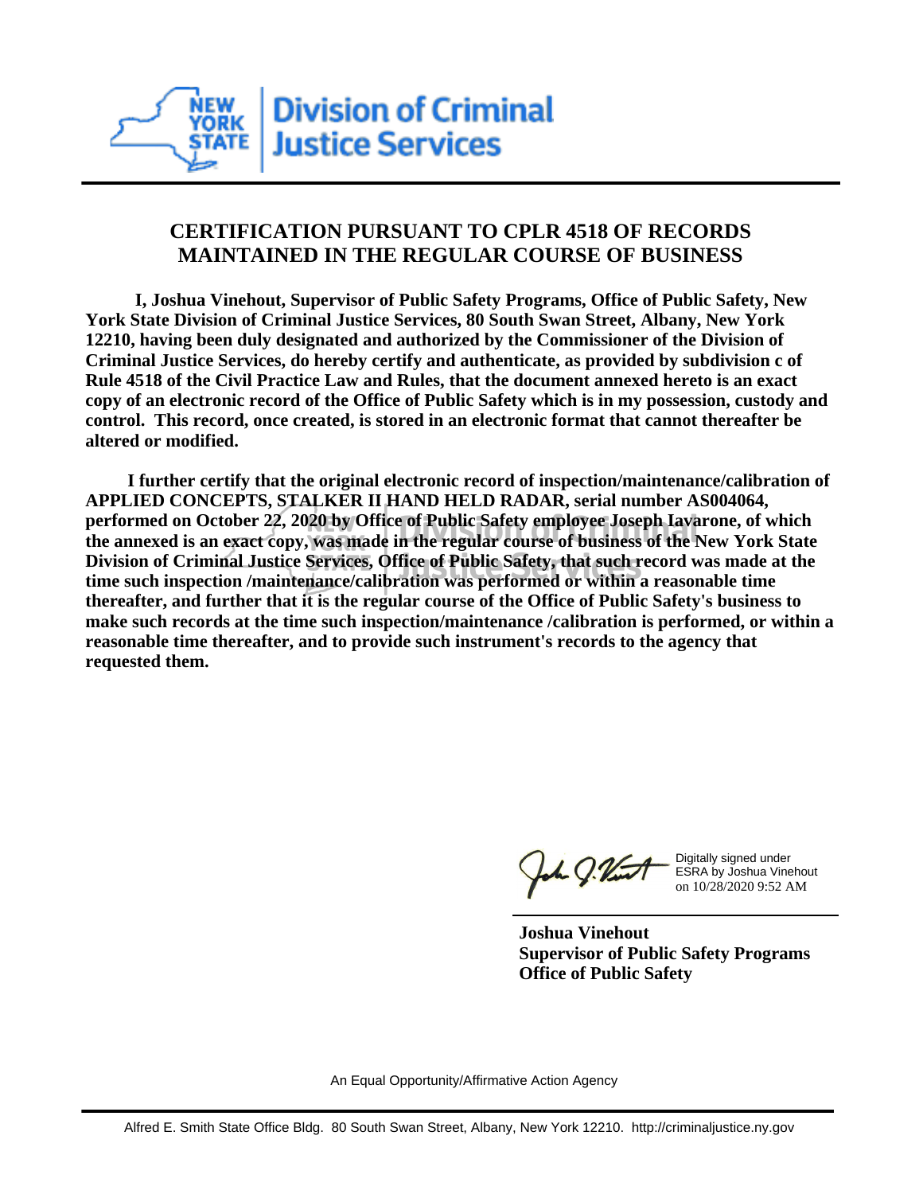**Division of Criminal Justice Services**

## CERTIFICATION PURSUANT TO CPLR 4518 OF RECORDS MAINTAINED IN THE REGULAR COURSE OF BUSINESS

**I, Joshua Vinehout, Supervisor of Public Safety Programs, Office of Public Safety, New York State Division of Criminal Justice Services, 80 South Swan Street, Albany, New York 12210, having been duly designated and authorized by the Commissioner of the Division of Criminal Justice Services, do hereby certify and authenticate, as provided by subdivision c of Rule 4518 of the Civil Practice Law and Rules, that the document annexed hereto is an exact copy of an electronic record of the Office of Public Safety which is in my possession, custody and control. This record, once created, is stored in an electronic format that cannot thereafter be altered or modified.**

**I further certify that the original electronic record of inspection/maintenance/calibration of APPLIED CONCEPTS, STALKER II HAND HELD RADAR, serial number AS004064, performed on October 22, 2020 by Office of Public Safety employee Joseph Iavarone, of which the annexed is an exact copy, was made in the regular course of business of the New York State Division of Criminal Justice Services, Office of Public Safety, that such record was made at the time such inspection /maintenance/calibration was performed or within a reasonable time thereafter, and further that it is the regular course of the Office of Public Safety's business to make such records at the time such inspection/maintenance /calibration is performed, or within a reasonable time thereafter, and to provide such instrument's records to the agency that requested them.**

Digitally signed under ESRA by Joshua Vinehout on 10/28/2020 9:52 AM

**Joshua Vinehout**
**Supervisor of Public Safety Programs**
**Office of Public Safety**

An Equal Opportunity/Affirmative Action Agency

Alfred E. Smith State Office Bldg. 80 South Swan Street, Albany, New York 12210. http://criminaljustice.ny.gov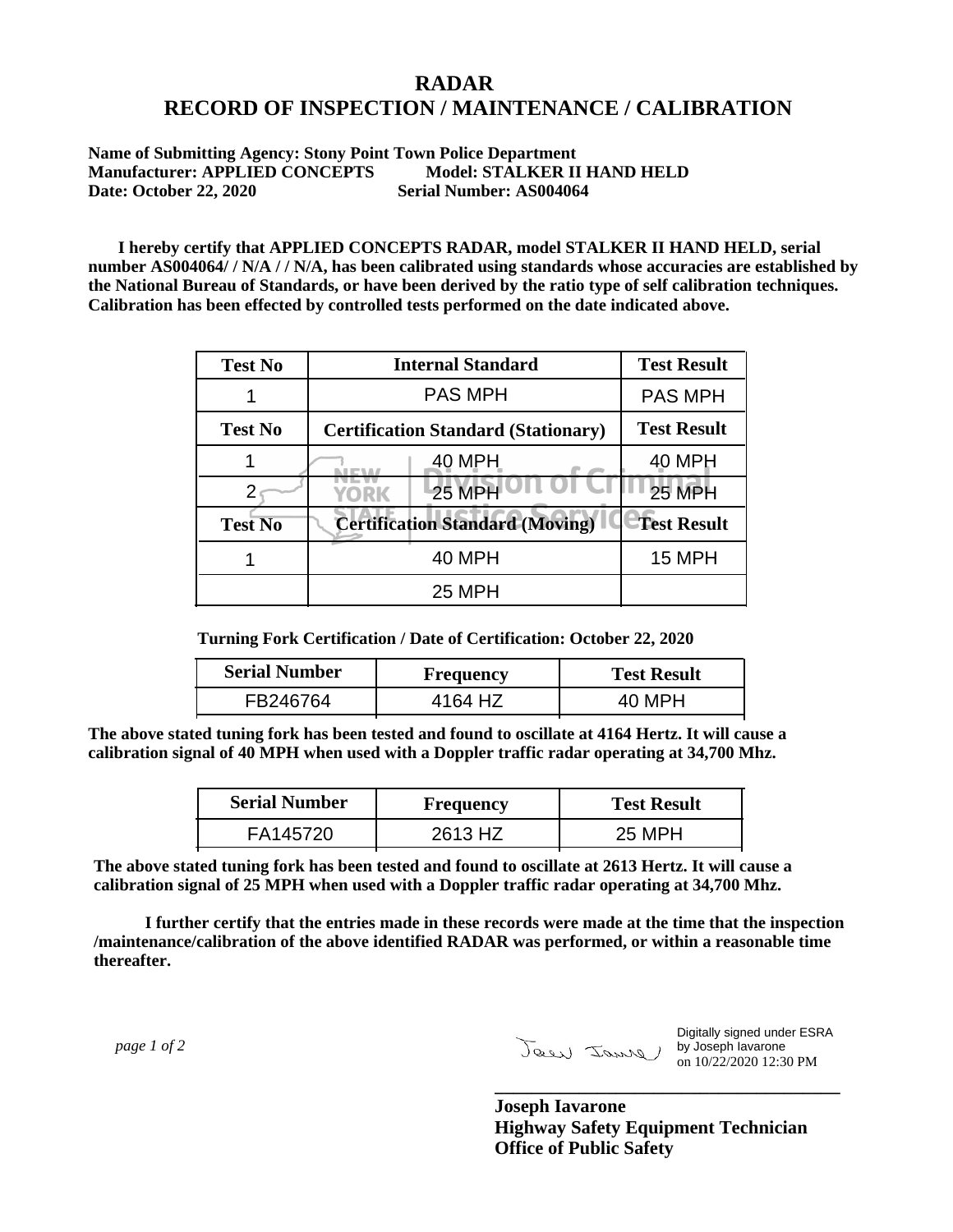# RADAR
# RECORD OF INSPECTION / MAINTENANCE / CALIBRATION

**Name of Submitting Agency: Stony Point Town Police Department**
**Manufacturer: APPLIED CONCEPTS  Model: STALKER II HAND HELD**
**Date: October 22, 2020  Serial Number: AS004064**

**I hereby certify that APPLIED CONCEPTS RADAR, model STALKER II HAND HELD, serial number AS004064/ / N/A / / N/A, has been calibrated using standards whose accuracies are established by the National Bureau of Standards, or have been derived by the ratio type of self calibration techniques. Calibration has been effected by controlled tests performed on the date indicated above.**

| Test No | Internal Standard | Test Result |
|---|---|---|
| 1 | PAS MPH | PAS MPH |
| **Test No** | **Certification Standard (Stationary)** | **Test Result** |
| 1 | 40 MPH | 40 MPH |
| 2 | 25 MPH | 25 MPH |
| **Test No** | **Certification Standard (Moving)** | **Test Result** |
| 1 | 40 MPH | 15 MPH |
| | 25 MPH | |

**Turning Fork Certification / Date of Certification: October 22, 2020**

| Serial Number | Frequency | Test Result |
|---|---|---|
| FB246764 | 4164 HZ | 40 MPH |

**The above stated tuning fork has been tested and found to oscillate at 4164 Hertz. It will cause a calibration signal of 40 MPH when used with a Doppler traffic radar operating at 34,700 Mhz.**

| Serial Number | Frequency | Test Result |
|---|---|---|
| FA145720 | 2613 HZ | 25 MPH |

**The above stated tuning fork has been tested and found to oscillate at 2613 Hertz. It will cause a calibration signal of 25 MPH when used with a Doppler traffic radar operating at 34,700 Mhz.**

**I further certify that the entries made in these records were made at the time that the inspection /maintenance/calibration of the above identified RADAR was performed, or within a reasonable time thereafter.**

Digitally signed under ESRA by Joseph Iavarone on 10/22/2020 12:30 PM

**Joseph Iavarone**
**Highway Safety Equipment Technician**
**Office of Public Safety**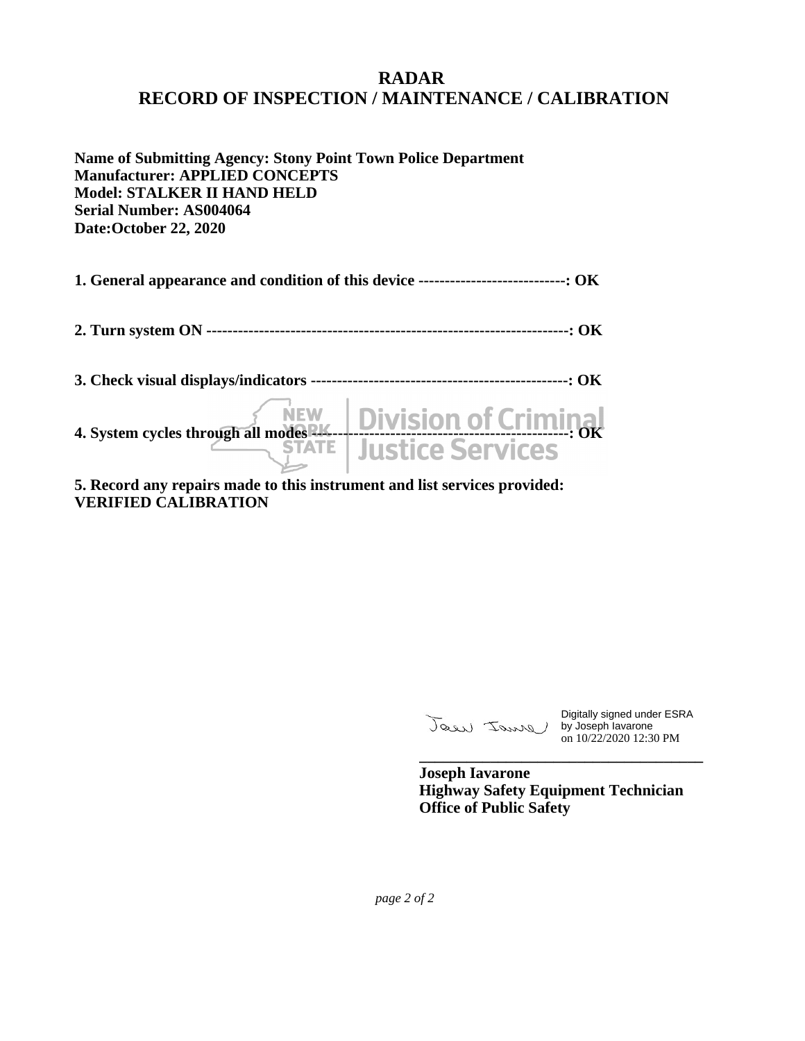# RADAR
# RECORD OF INSPECTION / MAINTENANCE / CALIBRATION

**Name of Submitting Agency: Stony Point Town Police Department**
**Manufacturer: APPLIED CONCEPTS**
**Model: STALKER II HAND HELD**
**Serial Number: AS004064**
**Date:October 22, 2020**

**1. General appearance and condition of this device ----------------------------: OK**

**2. Turn system ON ------------------------------------------------------------------: OK**

**3. Check visual displays/indicators -------------------------------------------------: OK**

**4. System cycles through all modes ----------------------------------------------: OK**

**5. Record any repairs made to this instrument and list services provided:**
**VERIFIED CALIBRATION**

Digitally signed under ESRA by Joseph Iavarone on 10/22/2020 12:30 PM

**Joseph Iavarone**
**Highway Safety Equipment Technician**
**Office of Public Safety**